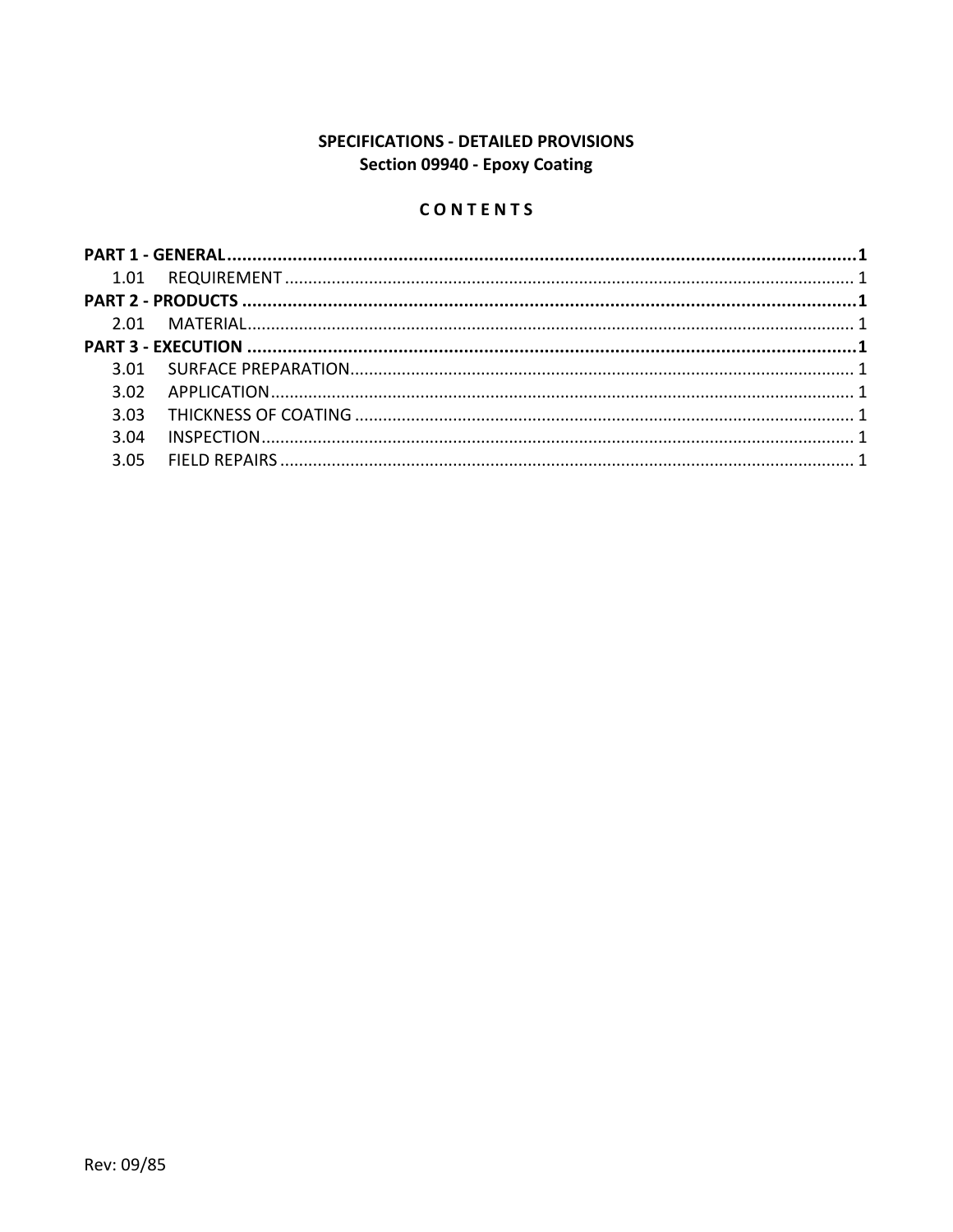**SPECIFICATIONS - DETAILED PROVISIONS**
**Section 09940 - Epoxy Coating**

**C O N T E N T S**

**PART 1 - GENERAL ............................................................ 1**
1.01 REQUIREMENT ............................................................ 1
**PART 2 - PRODUCTS ............................................................ 1**
2.01 MATERIAL ............................................................ 1
**PART 3 - EXECUTION ............................................................ 1**
3.01 SURFACE PREPARATION ............................................................ 1
3.02 APPLICATION ............................................................ 1
3.03 THICKNESS OF COATING ............................................................ 1
3.04 INSPECTION ............................................................ 1
3.05 FIELD REPAIRS ............................................................ 1

Rev: 09/85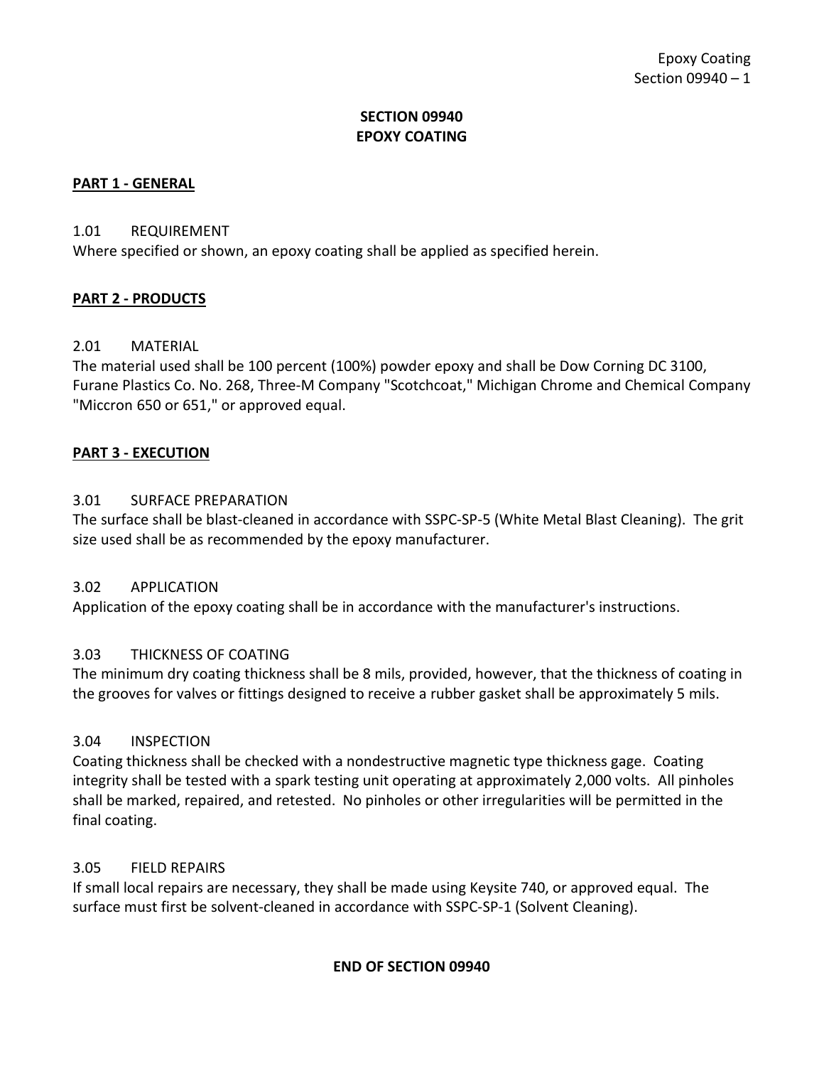# SECTION 09940
# EPOXY COATING

## PART 1 - GENERAL

### 1.01 REQUIREMENT

Where specified or shown, an epoxy coating shall be applied as specified herein.

## PART 2 - PRODUCTS

### 2.01 MATERIAL

The material used shall be 100 percent (100%) powder epoxy and shall be Dow Corning DC 3100, Furane Plastics Co. No. 268, Three-M Company "Scotchcoat," Michigan Chrome and Chemical Company "Miccron 650 or 651," or approved equal.

## PART 3 - EXECUTION

### 3.01 SURFACE PREPARATION

The surface shall be blast-cleaned in accordance with SSPC-SP-5 (White Metal Blast Cleaning). The grit size used shall be as recommended by the epoxy manufacturer.

### 3.02 APPLICATION

Application of the epoxy coating shall be in accordance with the manufacturer's instructions.

### 3.03 THICKNESS OF COATING

The minimum dry coating thickness shall be 8 mils, provided, however, that the thickness of coating in the grooves for valves or fittings designed to receive a rubber gasket shall be approximately 5 mils.

### 3.04 INSPECTION

Coating thickness shall be checked with a nondestructive magnetic type thickness gage. Coating integrity shall be tested with a spark testing unit operating at approximately 2,000 volts. All pinholes shall be marked, repaired, and retested. No pinholes or other irregularities will be permitted in the final coating.

### 3.05 FIELD REPAIRS

If small local repairs are necessary, they shall be made using Keysite 740, or approved equal. The surface must first be solvent-cleaned in accordance with SSPC-SP-1 (Solvent Cleaning).

**END OF SECTION 09940**